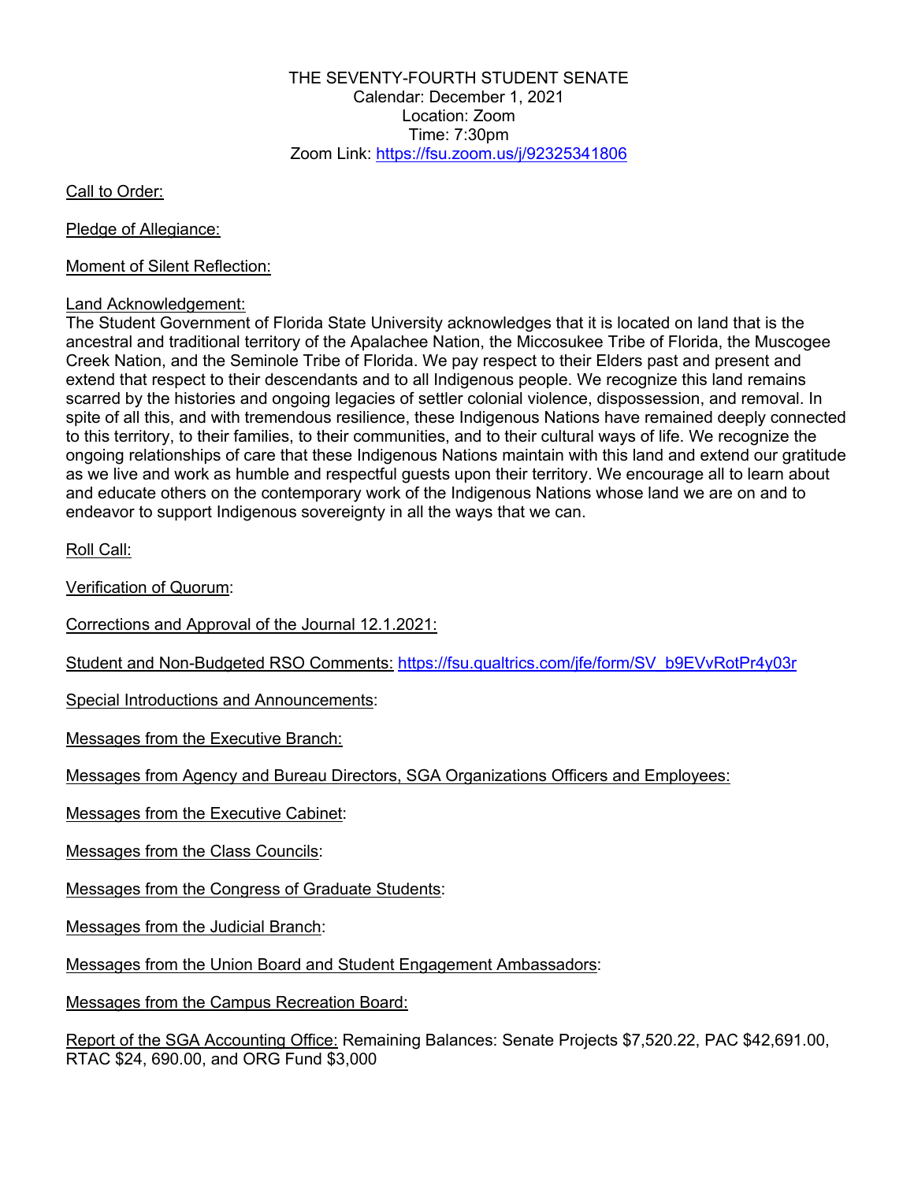THE SEVENTY-FOURTH STUDENT SENATE
Calendar: December 1, 2021
Location: Zoom
Time: 7:30pm
Zoom Link: https://fsu.zoom.us/j/92325341806

Call to Order:

Pledge of Allegiance:

Moment of Silent Reflection:

Land Acknowledgement:
The Student Government of Florida State University acknowledges that it is located on land that is the ancestral and traditional territory of the Apalachee Nation, the Miccosukee Tribe of Florida, the Muscogee Creek Nation, and the Seminole Tribe of Florida. We pay respect to their Elders past and present and extend that respect to their descendants and to all Indigenous people. We recognize this land remains scarred by the histories and ongoing legacies of settler colonial violence, dispossession, and removal. In spite of all this, and with tremendous resilience, these Indigenous Nations have remained deeply connected to this territory, to their families, to their communities, and to their cultural ways of life. We recognize the ongoing relationships of care that these Indigenous Nations maintain with this land and extend our gratitude as we live and work as humble and respectful guests upon their territory. We encourage all to learn about and educate others on the contemporary work of the Indigenous Nations whose land we are on and to endeavor to support Indigenous sovereignty in all the ways that we can.

Roll Call:

Verification of Quorum:

Corrections and Approval of the Journal 12.1.2021:

Student and Non-Budgeted RSO Comments: https://fsu.qualtrics.com/jfe/form/SV_b9EVvRotPr4y03r

Special Introductions and Announcements:

Messages from the Executive Branch:

Messages from Agency and Bureau Directors, SGA Organizations Officers and Employees:

Messages from the Executive Cabinet:

Messages from the Class Councils:

Messages from the Congress of Graduate Students:

Messages from the Judicial Branch:

Messages from the Union Board and Student Engagement Ambassadors:

Messages from the Campus Recreation Board:

Report of the SGA Accounting Office: Remaining Balances: Senate Projects $7,520.22, PAC $42,691.00, RTAC $24, 690.00, and ORG Fund $3,000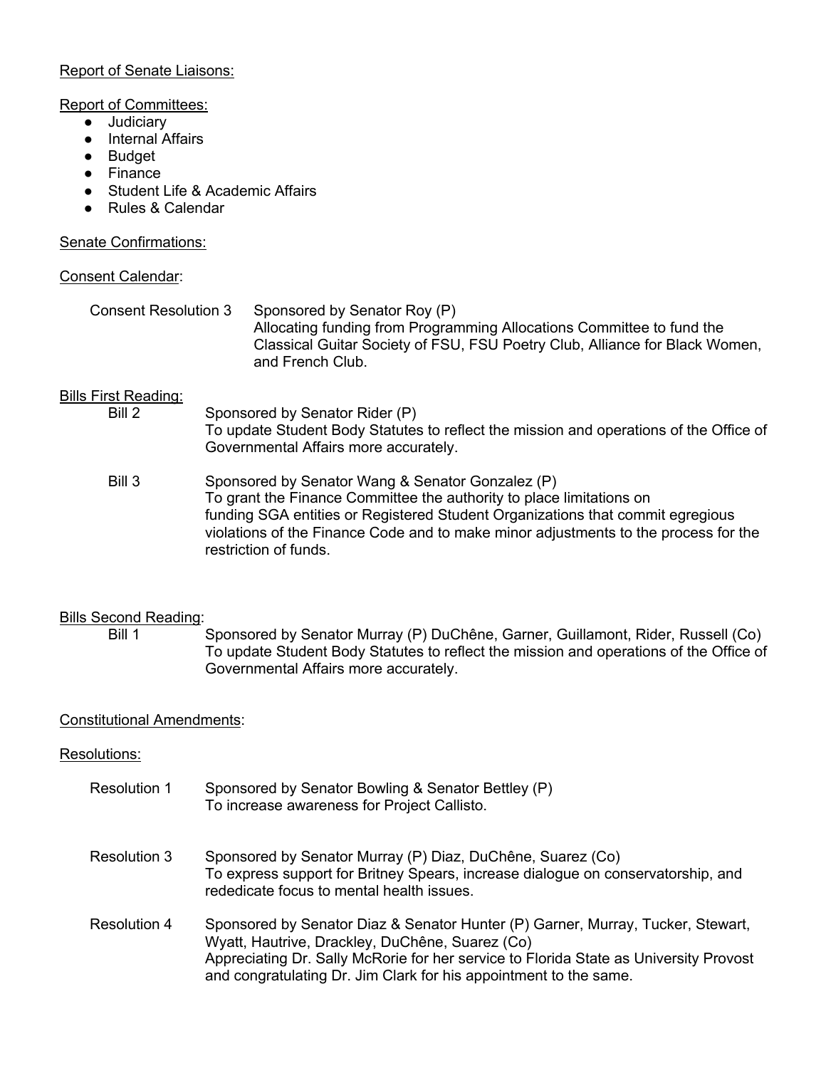Report of Senate Liaisons:

Report of Committees:

- Judiciary
- Internal Affairs
- Budget
- Finance
- Student Life & Academic Affairs
- Rules & Calendar

Senate Confirmations:

Consent Calendar:

Consent Resolution 3 — Sponsored by Senator Roy (P)
Allocating funding from Programming Allocations Committee to fund the Classical Guitar Society of FSU, FSU Poetry Club, Alliance for Black Women, and French Club.

Bills First Reading:

Bill 2 — Sponsored by Senator Rider (P)
To update Student Body Statutes to reflect the mission and operations of the Office of Governmental Affairs more accurately.

Bill 3 — Sponsored by Senator Wang & Senator Gonzalez (P)
To grant the Finance Committee the authority to place limitations on funding SGA entities or Registered Student Organizations that commit egregious violations of the Finance Code and to make minor adjustments to the process for the restriction of funds.

Bills Second Reading:

Bill 1 — Sponsored by Senator Murray (P) DuChêne, Garner, Guillamont, Rider, Russell (Co)
To update Student Body Statutes to reflect the mission and operations of the Office of Governmental Affairs more accurately.

Constitutional Amendments:

Resolutions:

Resolution 1 — Sponsored by Senator Bowling & Senator Bettley (P)
To increase awareness for Project Callisto.

Resolution 3 — Sponsored by Senator Murray (P) Diaz, DuChêne, Suarez (Co)
To express support for Britney Spears, increase dialogue on conservatorship, and rededicate focus to mental health issues.

Resolution 4 — Sponsored by Senator Diaz & Senator Hunter (P) Garner, Murray, Tucker, Stewart, Wyatt, Hautrive, Drackley, DuChêne, Suarez (Co)
Appreciating Dr. Sally McRorie for her service to Florida State as University Provost and congratulating Dr. Jim Clark for his appointment to the same.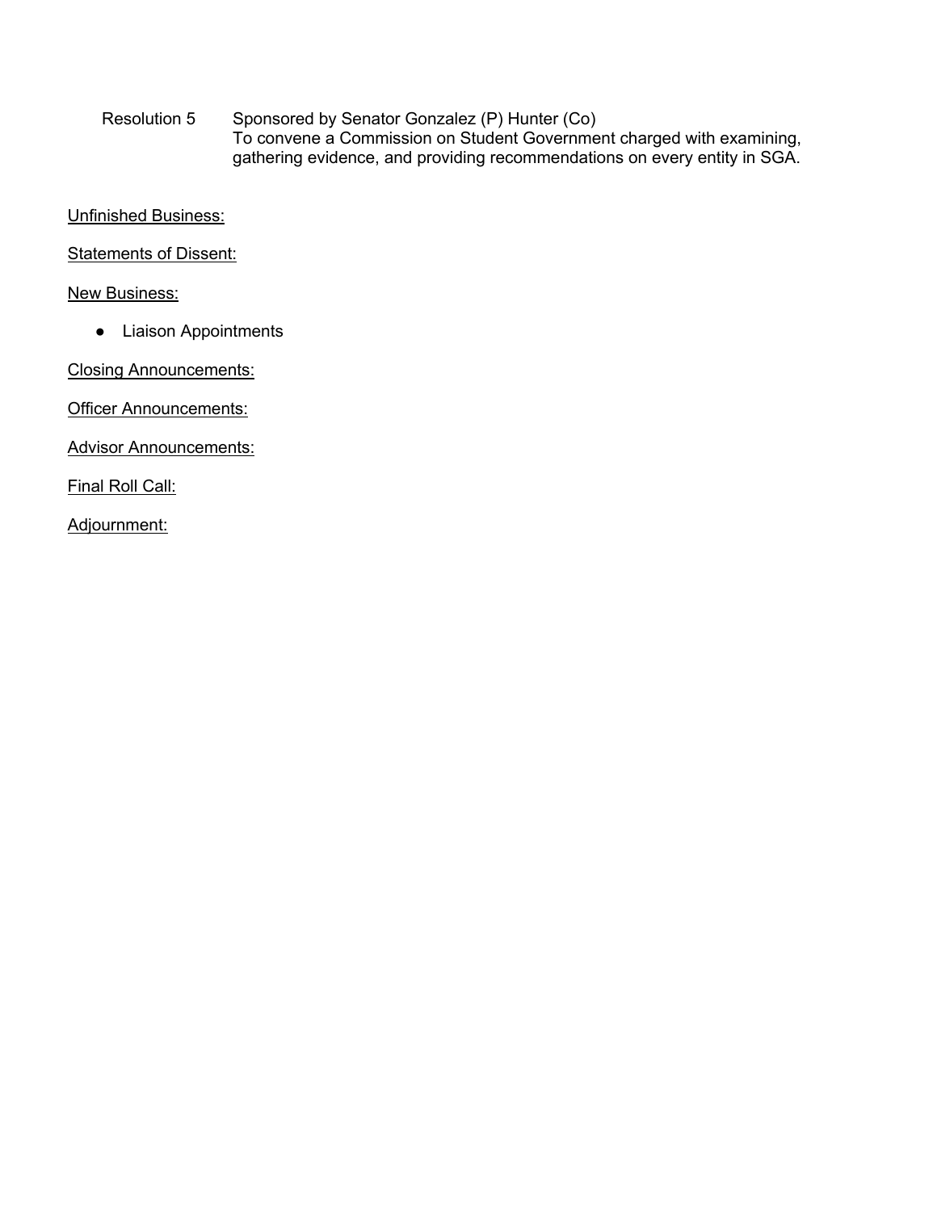Resolution 5 Sponsored by Senator Gonzalez (P) Hunter (Co)
To convene a Commission on Student Government charged with examining, gathering evidence, and providing recommendations on every entity in SGA.

<u>Unfinished Business:</u>

<u>Statements of Dissent:</u>

<u>New Business:</u>

- Liaison Appointments

<u>Closing Announcements:</u>

<u>Officer Announcements:</u>

<u>Advisor Announcements:</u>

<u>Final Roll Call:</u>

<u>Adjournment:</u>